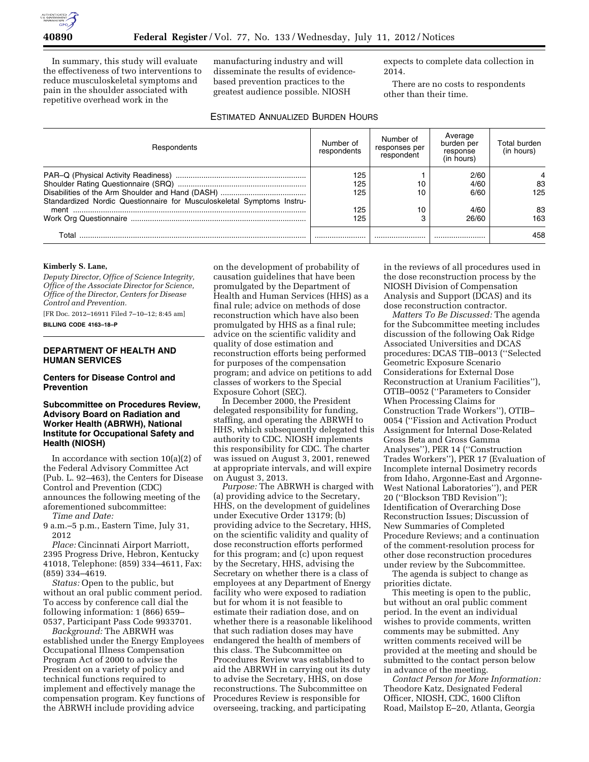In summary, this study will evaluate the effectiveness of two interventions to reduce musculoskeletal symptoms and pain in the shoulder associated with repetitive overhead work in the manufacturing industry and will disseminate the results of evidence-based prevention practices to the greatest audience possible. NIOSH expects to complete data collection in 2014.

There are no costs to respondents other than their time.

ESTIMATED ANNUALIZED BURDEN HOURS

| Respondents | Number of respondents | Number of responses per respondent | Average burden per response (in hours) | Total burden (in hours) |
|---|---|---|---|---|
| PAR–Q (Physical Activity Readiness) | 125 | 1 | 2/60 | 4 |
| Shoulder Rating Questionnaire (SRQ) | 125 | 10 | 4/60 | 83 |
| Disabilities of the Arm Shoulder and Hand (DASH) | 125 | 10 | 6/60 | 125 |
| Standardized Nordic Questionnaire for Musculoskeletal Symptoms Instrument | 125 | 10 | 4/60 | 83 |
| Work Org Questionnaire | 125 | 3 | 26/60 | 163 |
| Total | | | | 458 |

**Kimberly S. Lane,**

*Deputy Director, Office of Science Integrity, Office of the Associate Director for Science, Office of the Director, Centers for Disease Control and Prevention.*

[FR Doc. 2012–16911 Filed 7–10–12; 8:45 am]

**BILLING CODE 4163–18–P**

## DEPARTMENT OF HEALTH AND HUMAN SERVICES

### Centers for Disease Control and Prevention

### Subcommittee on Procedures Review, Advisory Board on Radiation and Worker Health (ABRWH), National Institute for Occupational Safety and Health (NIOSH)

In accordance with section 10(a)(2) of the Federal Advisory Committee Act (Pub. L. 92–463), the Centers for Disease Control and Prevention (CDC) announces the following meeting of the aforementioned subcommittee:

*Time and Date:*

9 a.m.–5 p.m., Eastern Time, July 31, 2012

*Place:* Cincinnati Airport Marriott, 2395 Progress Drive, Hebron, Kentucky 41018, Telephone: (859) 334–4611, Fax: (859) 334–4619.

*Status:* Open to the public, but without an oral public comment period. To access by conference call dial the following information: 1 (866) 659–0537, Participant Pass Code 9933701.

*Background:* The ABRWH was established under the Energy Employees Occupational Illness Compensation Program Act of 2000 to advise the President on a variety of policy and technical functions required to implement and effectively manage the compensation program. Key functions of the ABRWH include providing advice on the development of probability of causation guidelines that have been promulgated by the Department of Health and Human Services (HHS) as a final rule; advice on methods of dose reconstruction which have also been promulgated by HHS as a final rule; advice on the scientific validity and quality of dose estimation and reconstruction efforts being performed for purposes of the compensation program; and advice on petitions to add classes of workers to the Special Exposure Cohort (SEC).

In December 2000, the President delegated responsibility for funding, staffing, and operating the ABRWH to HHS, which subsequently delegated this authority to CDC. NIOSH implements this responsibility for CDC. The charter was issued on August 3, 2001, renewed at appropriate intervals, and will expire on August 3, 2013.

*Purpose:* The ABRWH is charged with (a) providing advice to the Secretary, HHS, on the development of guidelines under Executive Order 13179; (b) providing advice to the Secretary, HHS, on the scientific validity and quality of dose reconstruction efforts performed for this program; and (c) upon request by the Secretary, HHS, advising the Secretary on whether there is a class of employees at any Department of Energy facility who were exposed to radiation but for whom it is not feasible to estimate their radiation dose, and on whether there is a reasonable likelihood that such radiation doses may have endangered the health of members of this class. The Subcommittee on Procedures Review was established to aid the ABRWH in carrying out its duty to advise the Secretary, HHS, on dose reconstructions. The Subcommittee on Procedures Review is responsible for overseeing, tracking, and participating in the reviews of all procedures used in the dose reconstruction process by the NIOSH Division of Compensation Analysis and Support (DCAS) and its dose reconstruction contractor.

*Matters To Be Discussed:* The agenda for the Subcommittee meeting includes discussion of the following Oak Ridge Associated Universities and DCAS procedures: DCAS TIB–0013 (''Selected Geometric Exposure Scenario Considerations for External Dose Reconstruction at Uranium Facilities''), OTIB–0052 (''Parameters to Consider When Processing Claims for Construction Trade Workers''), OTIB–0054 (''Fission and Activation Product Assignment for Internal Dose-Related Gross Beta and Gross Gamma Analyses''), PER 14 (''Construction Trades Workers''), PER 17 (Evaluation of Incomplete internal Dosimetry records from Idaho, Argonne-East and Argonne-West National Laboratories''), and PER 20 (''Blockson TBD Revision''); Identification of Overarching Dose Reconstruction Issues; Discussion of New Summaries of Completed Procedure Reviews; and a continuation of the comment-resolution process for other dose reconstruction procedures under review by the Subcommittee.

The agenda is subject to change as priorities dictate.

This meeting is open to the public, but without an oral public comment period. In the event an individual wishes to provide comments, written comments may be submitted. Any written comments received will be provided at the meeting and should be submitted to the contact person below in advance of the meeting.

*Contact Person for More Information:* Theodore Katz, Designated Federal Officer, NIOSH, CDC, 1600 Clifton Road, Mailstop E–20, Atlanta, Georgia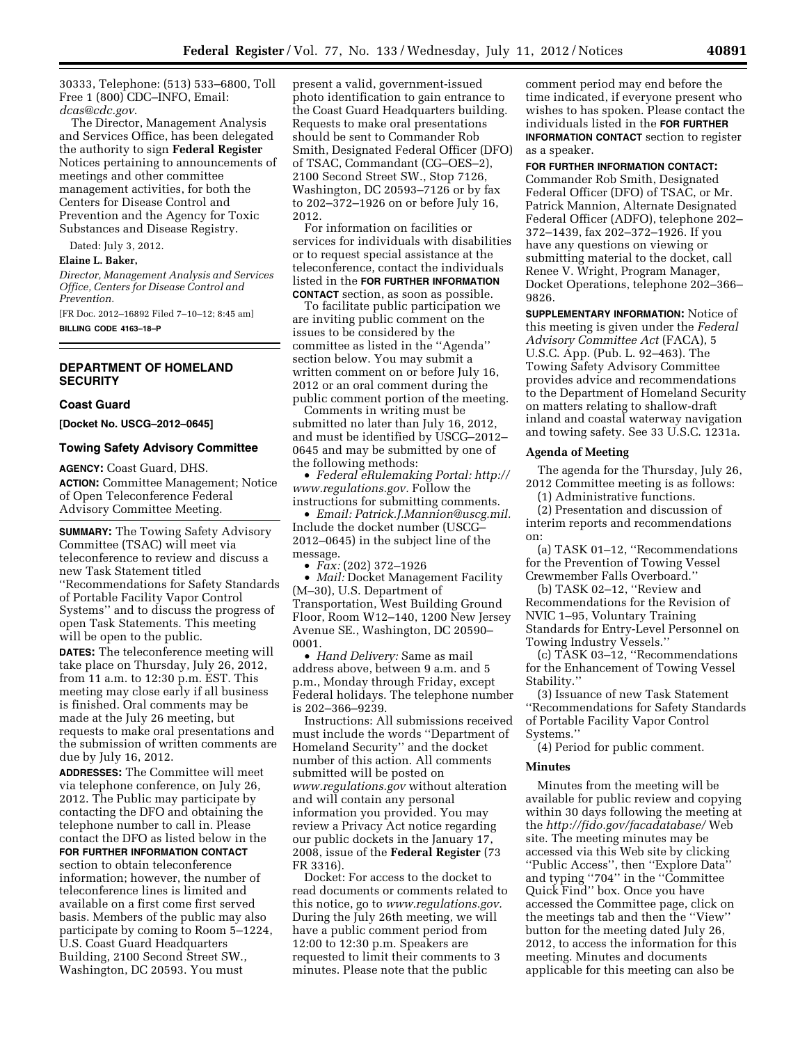30333, Telephone: (513) 533–6800, Toll Free 1 (800) CDC–INFO, Email: *dcas@cdc.gov*.

The Director, Management Analysis and Services Office, has been delegated the authority to sign **Federal Register** Notices pertaining to announcements of meetings and other committee management activities, for both the Centers for Disease Control and Prevention and the Agency for Toxic Substances and Disease Registry.

Dated: July 3, 2012.

**Elaine L. Baker,**

*Director, Management Analysis and Services Office, Centers for Disease Control and Prevention.*

[FR Doc. 2012–16892 Filed 7–10–12; 8:45 am]

**BILLING CODE 4163–18–P**

## DEPARTMENT OF HOMELAND SECURITY

### Coast Guard

**[Docket No. USCG–2012–0645]**

### Towing Safety Advisory Committee

**AGENCY:** Coast Guard, DHS.

**ACTION:** Committee Management; Notice of Open Teleconference Federal Advisory Committee Meeting.

**SUMMARY:** The Towing Safety Advisory Committee (TSAC) will meet via teleconference to review and discuss a new Task Statement titled ''Recommendations for Safety Standards of Portable Facility Vapor Control Systems'' and to discuss the progress of open Task Statements. This meeting will be open to the public.

**DATES:** The teleconference meeting will take place on Thursday, July 26, 2012, from 11 a.m. to 12:30 p.m. EST. This meeting may close early if all business is finished. Oral comments may be made at the July 26 meeting, but requests to make oral presentations and the submission of written comments are due by July 16, 2012.

**ADDRESSES:** The Committee will meet via telephone conference, on July 26, 2012. The Public may participate by contacting the DFO and obtaining the telephone number to call in. Please contact the DFO as listed below in the **FOR FURTHER INFORMATION CONTACT** section to obtain teleconference information; however, the number of teleconference lines is limited and available on a first come first served basis. Members of the public may also participate by coming to Room 5–1224, U.S. Coast Guard Headquarters Building, 2100 Second Street SW., Washington, DC 20593. You must present a valid, government-issued photo identification to gain entrance to the Coast Guard Headquarters building. Requests to make oral presentations should be sent to Commander Rob Smith, Designated Federal Officer (DFO) of TSAC, Commandant (CG–OES–2), 2100 Second Street SW., Stop 7126, Washington, DC 20593–7126 or by fax to 202–372–1926 on or before July 16, 2012.

For information on facilities or services for individuals with disabilities or to request special assistance at the teleconference, contact the individuals listed in the **FOR FURTHER INFORMATION CONTACT** section, as soon as possible.

To facilitate public participation we are inviting public comment on the issues to be considered by the committee as listed in the ''Agenda'' section below. You may submit a written comment on or before July 16, 2012 or an oral comment during the public comment portion of the meeting.

Comments in writing must be submitted no later than July 16, 2012, and must be identified by USCG–2012–0645 and may be submitted by one of the following methods:

- *Federal eRulemaking Portal: http://www.regulations.gov.* Follow the instructions for submitting comments.
- *Email: Patrick.J.Mannion@uscg.mil.* Include the docket number (USCG–2012–0645) in the subject line of the message.
- *Fax:* (202) 372–1926
- *Mail:* Docket Management Facility (M–30), U.S. Department of Transportation, West Building Ground Floor, Room W12–140, 1200 New Jersey Avenue SE., Washington, DC 20590–0001.
- *Hand Delivery:* Same as mail address above, between 9 a.m. and 5 p.m., Monday through Friday, except Federal holidays. The telephone number is 202–366–9239.

Instructions: All submissions received must include the words ''Department of Homeland Security'' and the docket number of this action. All comments submitted will be posted on *www.regulations.gov* without alteration and will contain any personal information you provided. You may review a Privacy Act notice regarding our public dockets in the January 17, 2008, issue of the **Federal Register** (73 FR 3316).

Docket: For access to the docket to read documents or comments related to this notice, go to *www.regulations.gov.* During the July 26th meeting, we will have a public comment period from 12:00 to 12:30 p.m. Speakers are requested to limit their comments to 3 minutes. Please note that the public comment period may end before the time indicated, if everyone present who wishes to has spoken. Please contact the individuals listed in the **FOR FURTHER INFORMATION CONTACT** section to register as a speaker.

**FOR FURTHER INFORMATION CONTACT:** Commander Rob Smith, Designated Federal Officer (DFO) of TSAC, or Mr. Patrick Mannion, Alternate Designated Federal Officer (ADFO), telephone 202–372–1439, fax 202–372–1926. If you have any questions on viewing or submitting material to the docket, call Renee V. Wright, Program Manager, Docket Operations, telephone 202–366–9826.

**SUPPLEMENTARY INFORMATION:** Notice of this meeting is given under the *Federal Advisory Committee Act* (FACA), 5 U.S.C. App. (Pub. L. 92–463). The Towing Safety Advisory Committee provides advice and recommendations to the Department of Homeland Security on matters relating to shallow-draft inland and coastal waterway navigation and towing safety. See 33 U.S.C. 1231a.

#### Agenda of Meeting

The agenda for the Thursday, July 26, 2012 Committee meeting is as follows:

(1) Administrative functions.

(2) Presentation and discussion of interim reports and recommendations on:

(a) TASK 01–12, ''Recommendations for the Prevention of Towing Vessel Crewmember Falls Overboard.''

(b) TASK 02–12, ''Review and Recommendations for the Revision of NVIC 1–95, Voluntary Training Standards for Entry-Level Personnel on Towing Industry Vessels.''

(c) TASK 03–12, ''Recommendations for the Enhancement of Towing Vessel Stability.''

(3) Issuance of new Task Statement ''Recommendations for Safety Standards of Portable Facility Vapor Control Systems.''

(4) Period for public comment.

#### Minutes

Minutes from the meeting will be available for public review and copying within 30 days following the meeting at the *http://fido.gov/facadatabase/* Web site. The meeting minutes may be accessed via this Web site by clicking ''Public Access'', then ''Explore Data'' and typing ''704'' in the ''Committee Quick Find'' box. Once you have accessed the Committee page, click on the meetings tab and then the ''View'' button for the meeting dated July 26, 2012, to access the information for this meeting. Minutes and documents applicable for this meeting can also be